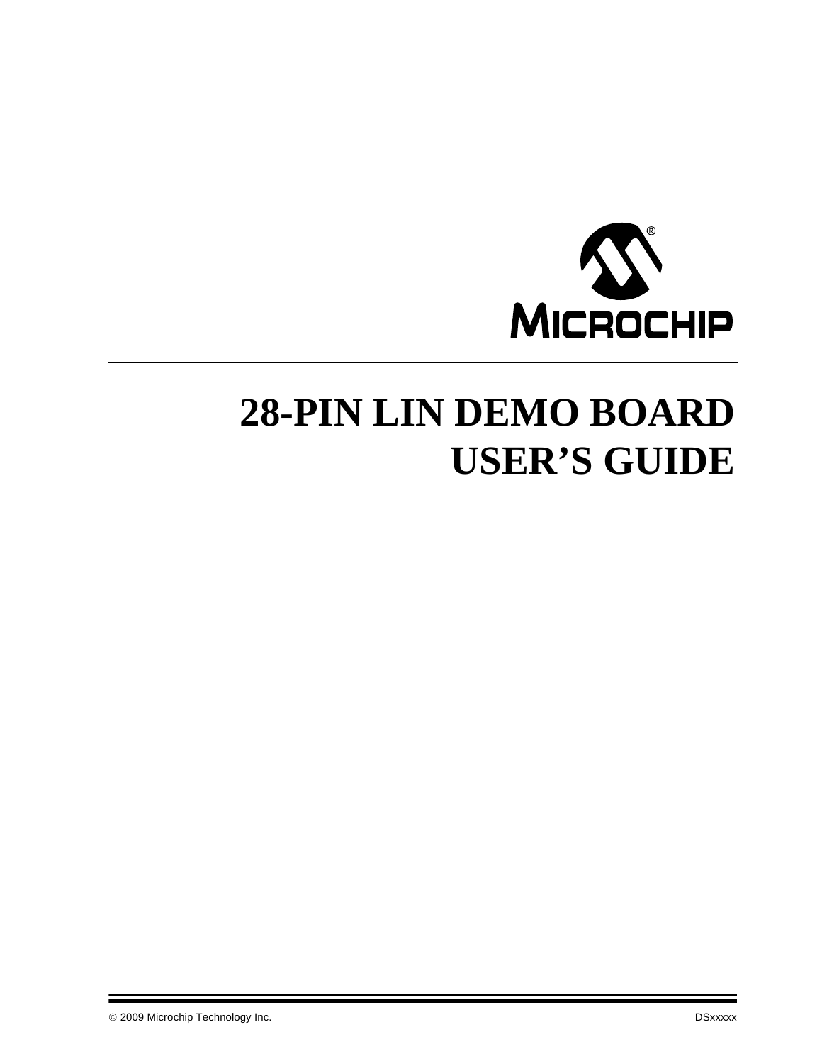# 28-PIN LIN DEMO BOARD USER'S GUIDE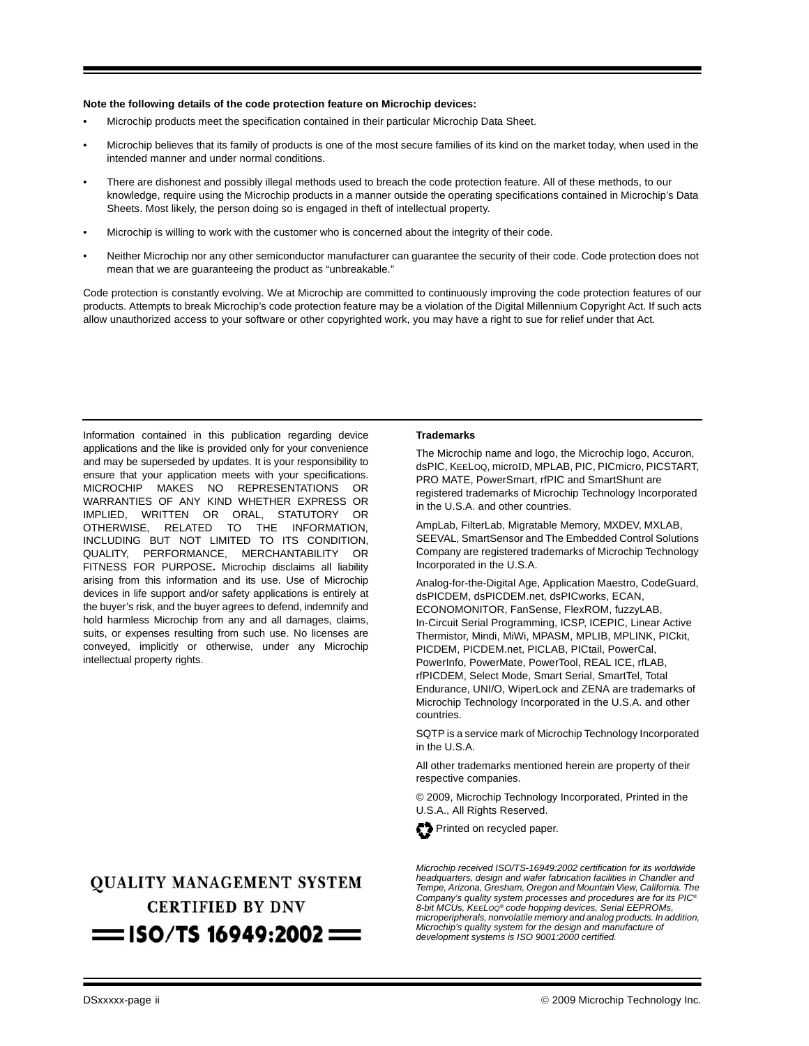**Note the following details of the code protection feature on Microchip devices:**

- Microchip products meet the specification contained in their particular Microchip Data Sheet.
- Microchip believes that its family of products is one of the most secure families of its kind on the market today, when used in the intended manner and under normal conditions.
- There are dishonest and possibly illegal methods used to breach the code protection feature. All of these methods, to our knowledge, require using the Microchip products in a manner outside the operating specifications contained in Microchip's Data Sheets. Most likely, the person doing so is engaged in theft of intellectual property.
- Microchip is willing to work with the customer who is concerned about the integrity of their code.
- Neither Microchip nor any other semiconductor manufacturer can guarantee the security of their code. Code protection does not mean that we are guaranteeing the product as "unbreakable."

Code protection is constantly evolving. We at Microchip are committed to continuously improving the code protection features of our products. Attempts to break Microchip's code protection feature may be a violation of the Digital Millennium Copyright Act. If such acts allow unauthorized access to your software or other copyrighted work, you may have a right to sue for relief under that Act.

Information contained in this publication regarding device applications and the like is provided only for your convenience and may be superseded by updates. It is your responsibility to ensure that your application meets with your specifications. MICROCHIP MAKES NO REPRESENTATIONS OR WARRANTIES OF ANY KIND WHETHER EXPRESS OR IMPLIED, WRITTEN OR ORAL, STATUTORY OR OTHERWISE, RELATED TO THE INFORMATION, INCLUDING BUT NOT LIMITED TO ITS CONDITION, QUALITY, PERFORMANCE, MERCHANTABILITY OR FITNESS FOR PURPOSE**.** Microchip disclaims all liability arising from this information and its use. Use of Microchip devices in life support and/or safety applications is entirely at the buyer's risk, and the buyer agrees to defend, indemnify and hold harmless Microchip from any and all damages, claims, suits, or expenses resulting from such use. No licenses are conveyed, implicitly or otherwise, under any Microchip intellectual property rights.

**Trademarks**

The Microchip name and logo, the Microchip logo, Accuron, dsPIC, KEELOQ, microID, MPLAB, PIC, PICmicro, PICSTART, PRO MATE, PowerSmart, rfPIC and SmartShunt are registered trademarks of Microchip Technology Incorporated in the U.S.A. and other countries.

AmpLab, FilterLab, Migratable Memory, MXDEV, MXLAB, SEEVAL, SmartSensor and The Embedded Control Solutions Company are registered trademarks of Microchip Technology Incorporated in the U.S.A.

Analog-for-the-Digital Age, Application Maestro, CodeGuard, dsPICDEM, dsPICDEM.net, dsPICworks, ECAN, ECONOMONITOR, FanSense, FlexROM, fuzzyLAB, In-Circuit Serial Programming, ICSP, ICEPIC, Linear Active Thermistor, Mindi, MiWi, MPASM, MPLIB, MPLINK, PICkit, PICDEM, PICDEM.net, PICLAB, PICtail, PowerCal, PowerInfo, PowerMate, PowerTool, REAL ICE, rfLAB, rfPICDEM, Select Mode, Smart Serial, SmartTel, Total Endurance, UNI/O, WiperLock and ZENA are trademarks of Microchip Technology Incorporated in the U.S.A. and other countries.

SQTP is a service mark of Microchip Technology Incorporated in the U.S.A.

All other trademarks mentioned herein are property of their respective companies.

© 2009, Microchip Technology Incorporated, Printed in the U.S.A., All Rights Reserved.

Printed on recycled paper.

QUALITY MANAGEMENT SYSTEM
CERTIFIED BY DNV
ISO/TS 16949:2002

*Microchip received ISO/TS-16949:2002 certification for its worldwide headquarters, design and wafer fabrication facilities in Chandler and Tempe, Arizona, Gresham, Oregon and Mountain View, California. The Company's quality system processes and procedures are for its PIC® 8-bit MCUs, KEELOQ® code hopping devices, Serial EEPROMs, microperipherals, nonvolatile memory and analog products. In addition, Microchip's quality system for the design and manufacture of development systems is ISO 9001:2000 certified.*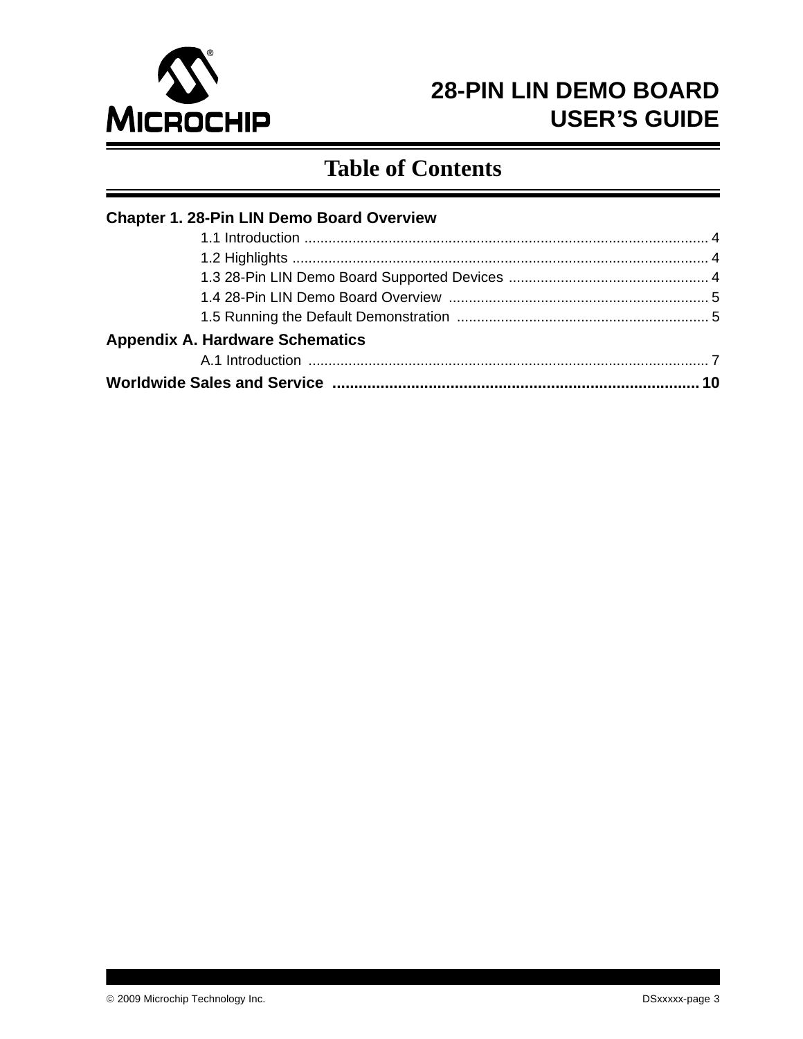# 28-PIN LIN DEMO BOARD USER'S GUIDE

# Table of Contents

**Chapter 1. 28-Pin LIN Demo Board Overview**

- 1.1 Introduction .......... 4
- 1.2 Highlights .......... 4
- 1.3 28-Pin LIN Demo Board Supported Devices .......... 4
- 1.4 28-Pin LIN Demo Board Overview .......... 5
- 1.5 Running the Default Demonstration .......... 5

**Appendix A. Hardware Schematics**

- A.1 Introduction .......... 7

**Worldwide Sales and Service .......... 10**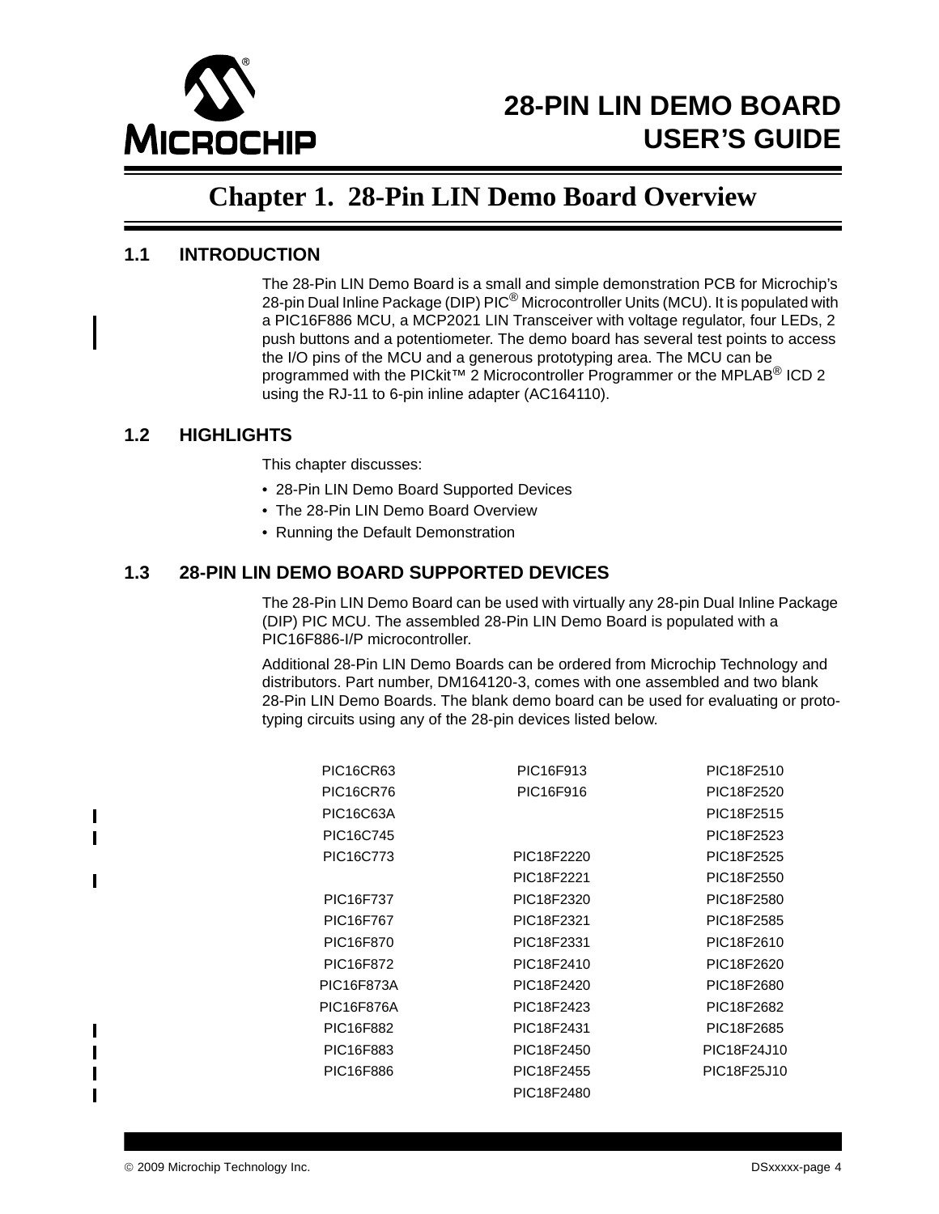# Chapter 1. 28-Pin LIN Demo Board Overview

## 1.1 INTRODUCTION

The 28-Pin LIN Demo Board is a small and simple demonstration PCB for Microchip's 28-pin Dual Inline Package (DIP) PIC® Microcontroller Units (MCU). It is populated with a PIC16F886 MCU, a MCP2021 LIN Transceiver with voltage regulator, four LEDs, 2 push buttons and a potentiometer. The demo board has several test points to access the I/O pins of the MCU and a generous prototyping area. The MCU can be programmed with the PICkit™ 2 Microcontroller Programmer or the MPLAB® ICD 2 using the RJ-11 to 6-pin inline adapter (AC164110).

## 1.2 HIGHLIGHTS

This chapter discusses:

- 28-Pin LIN Demo Board Supported Devices
- The 28-Pin LIN Demo Board Overview
- Running the Default Demonstration

## 1.3 28-PIN LIN DEMO BOARD SUPPORTED DEVICES

The 28-Pin LIN Demo Board can be used with virtually any 28-pin Dual Inline Package (DIP) PIC MCU. The assembled 28-Pin LIN Demo Board is populated with a PIC16F886-I/P microcontroller.

Additional 28-Pin LIN Demo Boards can be ordered from Microchip Technology and distributors. Part number, DM164120-3, comes with one assembled and two blank 28-Pin LIN Demo Boards. The blank demo board can be used for evaluating or prototyping circuits using any of the 28-pin devices listed below.

| | | |
|---|---|---|
| PIC16CR63 | PIC16F913 | PIC18F2510 |
| PIC16CR76 | PIC16F916 | PIC18F2520 |
| PIC16C63A | | PIC18F2515 |
| PIC16C745 | | PIC18F2523 |
| PIC16C773 | PIC18F2220 | PIC18F2525 |
| | PIC18F2221 | PIC18F2550 |
| PIC16F737 | PIC18F2320 | PIC18F2580 |
| PIC16F767 | PIC18F2321 | PIC18F2585 |
| PIC16F870 | PIC18F2331 | PIC18F2610 |
| PIC16F872 | PIC18F2410 | PIC18F2620 |
| PIC16F873A | PIC18F2420 | PIC18F2680 |
| PIC16F876A | PIC18F2423 | PIC18F2682 |
| PIC16F882 | PIC18F2431 | PIC18F2685 |
| PIC16F883 | PIC18F2450 | PIC18F24J10 |
| PIC16F886 | PIC18F2455 | PIC18F25J10 |
| | PIC18F2480 | |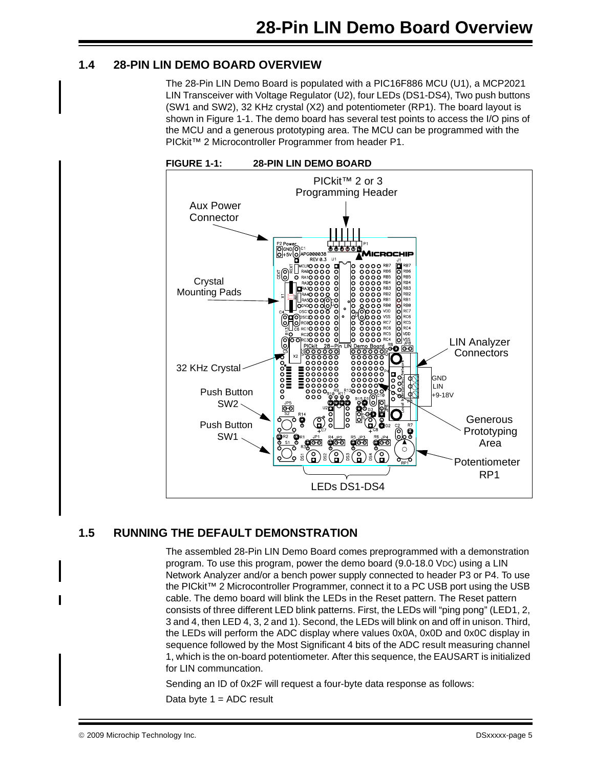## 1.4 28-PIN LIN DEMO BOARD OVERVIEW

The 28-Pin LIN Demo Board is populated with a PIC16F886 MCU (U1), a MCP2021 LIN Transceiver with Voltage Regulator (U2), four LEDs (DS1-DS4), Two push buttons (SW1 and SW2), 32 KHz crystal (X2) and potentiometer (RP1). The board layout is shown in Figure 1-1. The demo board has several test points to access the I/O pins of the MCU and a generous prototyping area. The MCU can be programmed with the PICkit™ 2 Microcontroller Programmer from header P1.

**FIGURE 1-1: 28-PIN LIN DEMO BOARD**

## 1.5 RUNNING THE DEFAULT DEMONSTRATION

The assembled 28-Pin LIN Demo Board comes preprogrammed with a demonstration program. To use this program, power the demo board (9.0-18.0 $V_{DC}$) using a LIN Network Analyzer and/or a bench power supply connected to header P3 or P4. To use the PICkit™ 2 Microcontroller Programmer, connect it to a PC USB port using the USB cable. The demo board will blink the LEDs in the Reset pattern. The Reset pattern consists of three different LED blink patterns. First, the LEDs will "ping pong" (LED1, 2, 3 and 4, then LED 4, 3, 2 and 1). Second, the LEDs will blink on and off in unison. Third, the LEDs will perform the ADC display where values 0x0A, 0x0D and 0x0C display in sequence followed by the Most Significant 4 bits of the ADC result measuring channel 1, which is the on-board potentiometer. After this sequence, the EAUSART is initialized for LIN communcation.

Sending an ID of 0x2F will request a four-byte data response as follows:

Data byte 1 = ADC result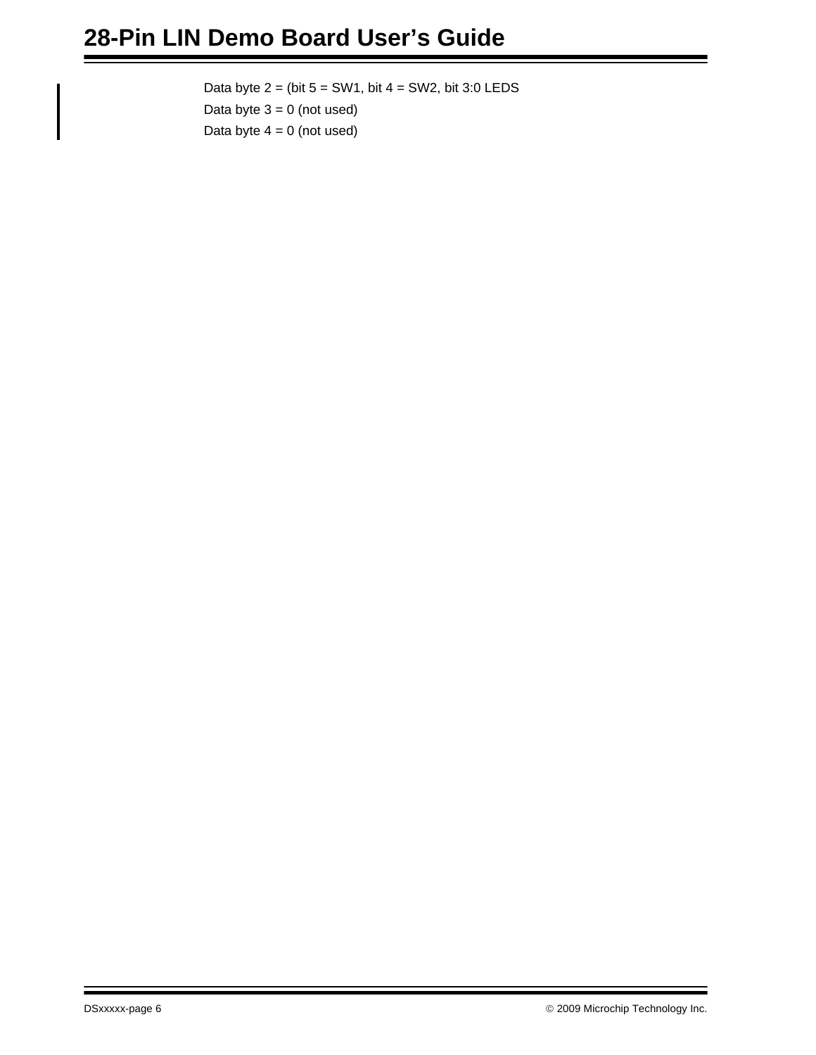Data byte 2 = (bit 5 = SW1, bit 4 = SW2, bit 3:0 LEDS

Data byte 3 = 0 (not used)

Data byte 4 = 0 (not used)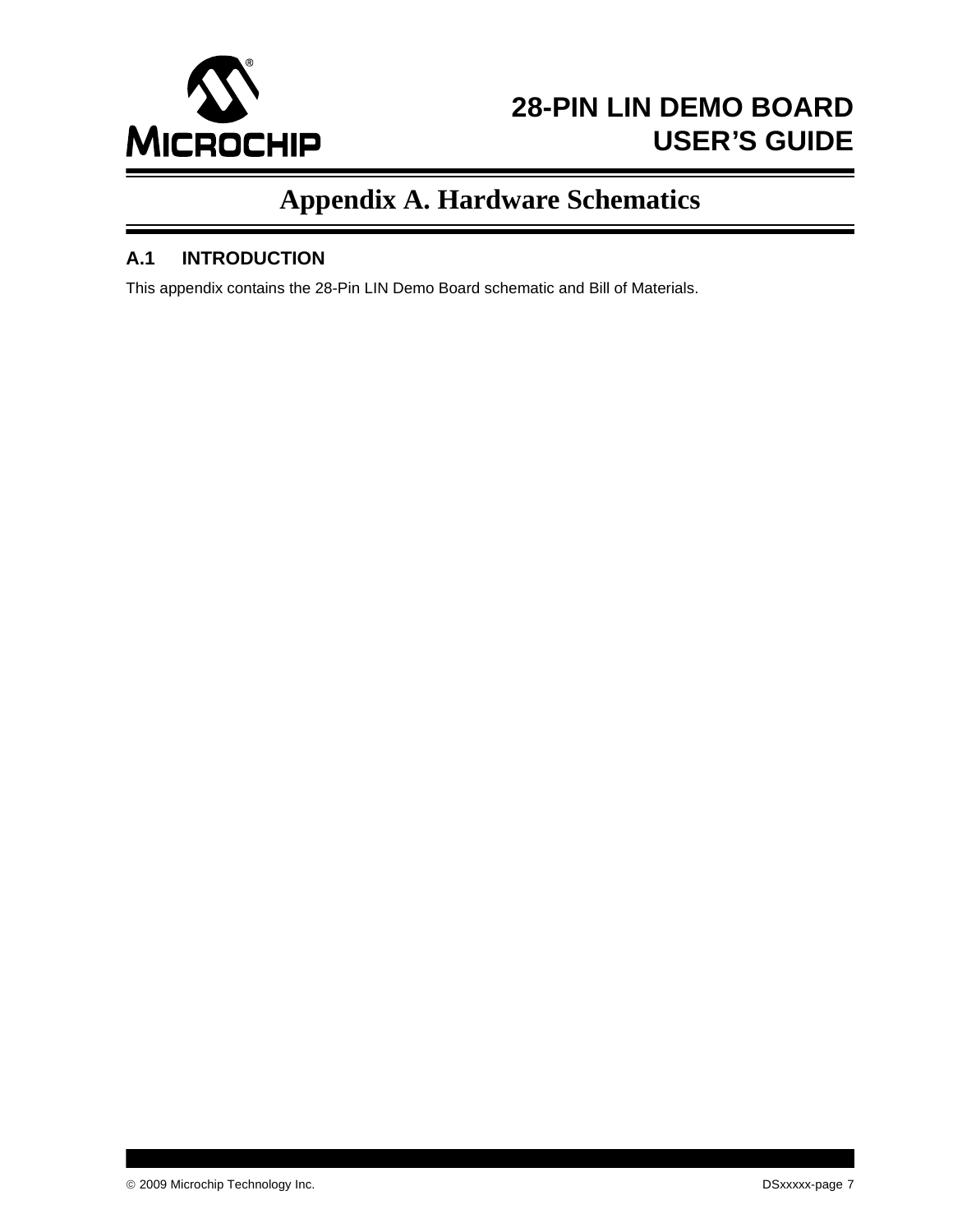# Appendix A. Hardware Schematics

## A.1 INTRODUCTION

This appendix contains the 28-Pin LIN Demo Board schematic and Bill of Materials.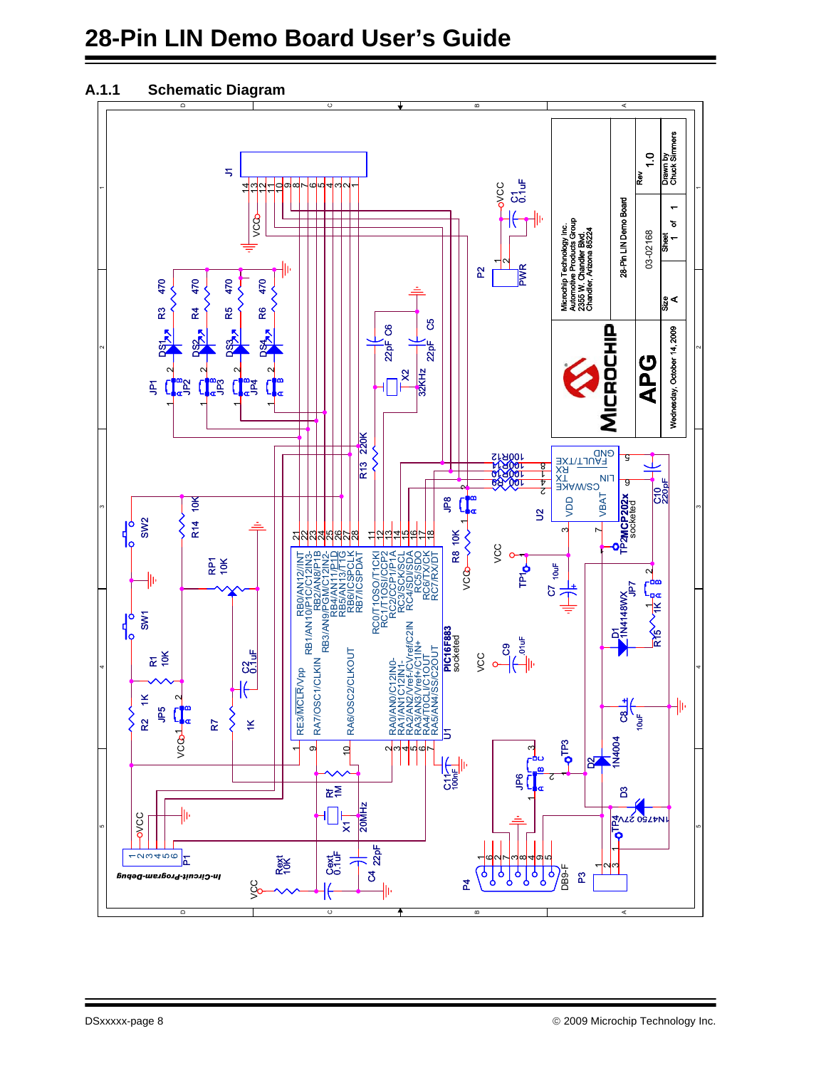## A.1.1 Schematic Diagram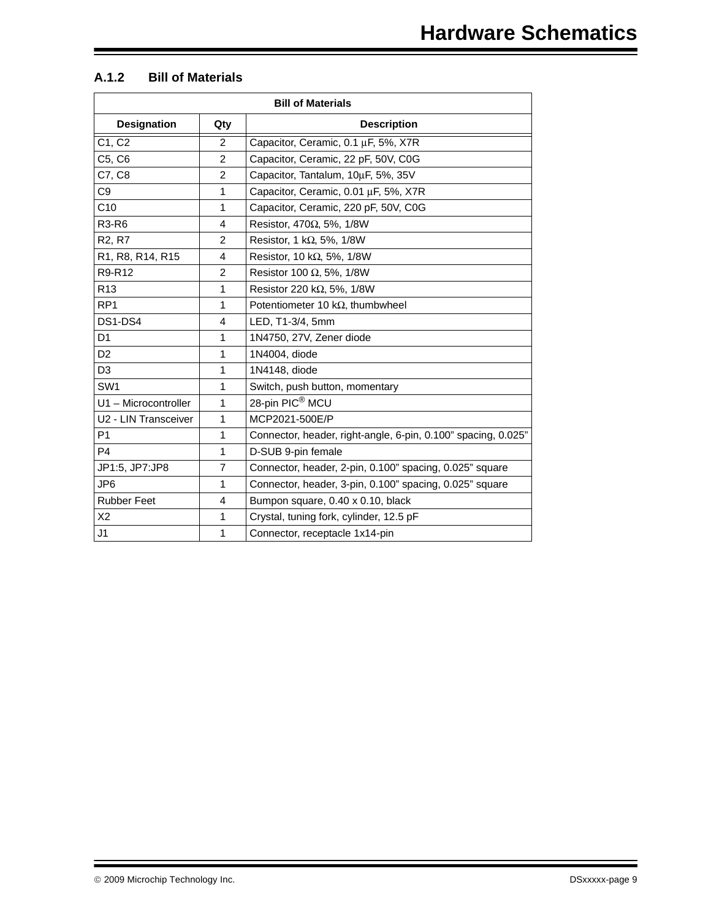### A.1.2 Bill of Materials

| Bill of Materials | | |
|---|---|---|
| **Designation** | **Qty** | **Description** |
| C1, C2 | 2 | Capacitor, Ceramic, 0.1 µF, 5%, X7R |
| C5, C6 | 2 | Capacitor, Ceramic, 22 pF, 50V, C0G |
| C7, C8 | 2 | Capacitor, Tantalum, 10µF, 5%, 35V |
| C9 | 1 | Capacitor, Ceramic, 0.01 µF, 5%, X7R |
| C10 | 1 | Capacitor, Ceramic, 220 pF, 50V, C0G |
| R3-R6 | 4 | Resistor, 470Ω, 5%, 1/8W |
| R2, R7 | 2 | Resistor, 1 kΩ, 5%, 1/8W |
| R1, R8, R14, R15 | 4 | Resistor, 10 kΩ, 5%, 1/8W |
| R9-R12 | 2 | Resistor 100 Ω, 5%, 1/8W |
| R13 | 1 | Resistor 220 kΩ, 5%, 1/8W |
| RP1 | 1 | Potentiometer 10 kΩ, thumbwheel |
| DS1-DS4 | 4 | LED, T1-3/4, 5mm |
| D1 | 1 | 1N4750, 27V, Zener diode |
| D2 | 1 | 1N4004, diode |
| D3 | 1 | 1N4148, diode |
| SW1 | 1 | Switch, push button, momentary |
| U1 – Microcontroller | 1 | 28-pin PIC® MCU |
| U2 - LIN Transceiver | 1 | MCP2021-500E/P |
| P1 | 1 | Connector, header, right-angle, 6-pin, 0.100” spacing, 0.025” |
| P4 | 1 | D-SUB 9-pin female |
| JP1:5, JP7:JP8 | 7 | Connector, header, 2-pin, 0.100” spacing, 0.025” square |
| JP6 | 1 | Connector, header, 3-pin, 0.100” spacing, 0.025” square |
| Rubber Feet | 4 | Bumpon square, 0.40 x 0.10, black |
| X2 | 1 | Crystal, tuning fork, cylinder, 12.5 pF |
| J1 | 1 | Connector, receptacle 1x14-pin |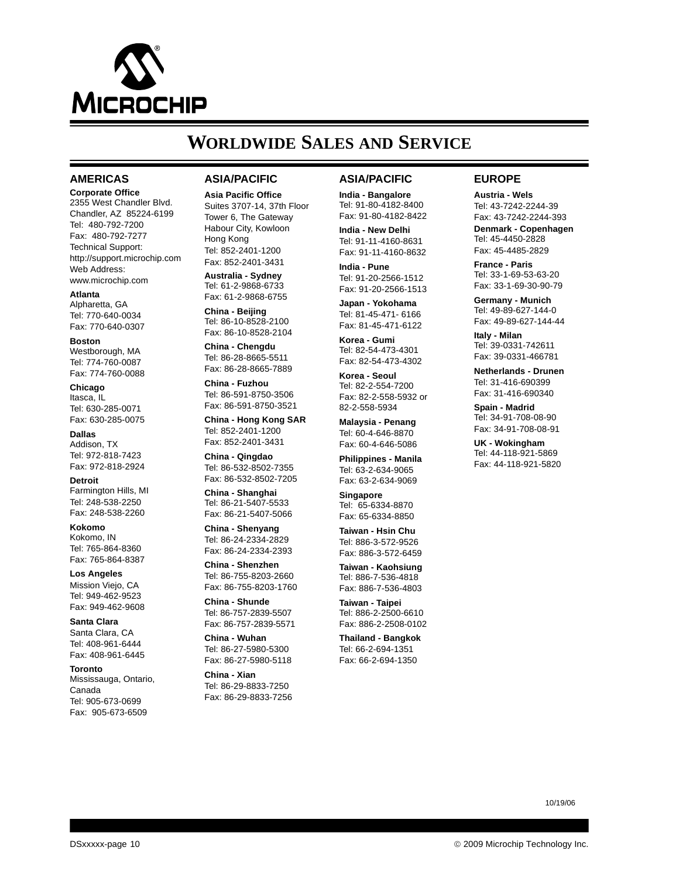# WORLDWIDE SALES AND SERVICE

## AMERICAS

**Corporate Office**
2355 West Chandler Blvd.
Chandler, AZ 85224-6199
Tel: 480-792-7200
Fax: 480-792-7277
Technical Support:
http://support.microchip.com
Web Address:
www.microchip.com

**Atlanta**
Alpharetta, GA
Tel: 770-640-0034
Fax: 770-640-0307

**Boston**
Westborough, MA
Tel: 774-760-0087
Fax: 774-760-0088

**Chicago**
Itasca, IL
Tel: 630-285-0071
Fax: 630-285-0075

**Dallas**
Addison, TX
Tel: 972-818-7423
Fax: 972-818-2924

**Detroit**
Farmington Hills, MI
Tel: 248-538-2250
Fax: 248-538-2260

**Kokomo**
Kokomo, IN
Tel: 765-864-8360
Fax: 765-864-8387

**Los Angeles**
Mission Viejo, CA
Tel: 949-462-9523
Fax: 949-462-9608

**Santa Clara**
Santa Clara, CA
Tel: 408-961-6444
Fax: 408-961-6445

**Toronto**
Mississauga, Ontario,
Canada
Tel: 905-673-0699
Fax: 905-673-6509

## ASIA/PACIFIC

**Asia Pacific Office**
Suites 3707-14, 37th Floor
Tower 6, The Gateway
Habour City, Kowloon
Hong Kong
Tel: 852-2401-1200
Fax: 852-2401-3431

**Australia - Sydney**
Tel: 61-2-9868-6733
Fax: 61-2-9868-6755

**China - Beijing**
Tel: 86-10-8528-2100
Fax: 86-10-8528-2104

**China - Chengdu**
Tel: 86-28-8665-5511
Fax: 86-28-8665-7889

**China - Fuzhou**
Tel: 86-591-8750-3506
Fax: 86-591-8750-3521

**China - Hong Kong SAR**
Tel: 852-2401-1200
Fax: 852-2401-3431

**China - Qingdao**
Tel: 86-532-8502-7355
Fax: 86-532-8502-7205

**China - Shanghai**
Tel: 86-21-5407-5533
Fax: 86-21-5407-5066

**China - Shenyang**
Tel: 86-24-2334-2829
Fax: 86-24-2334-2393

**China - Shenzhen**
Tel: 86-755-8203-2660
Fax: 86-755-8203-1760

**China - Shunde**
Tel: 86-757-2839-5507
Fax: 86-757-2839-5571

**China - Wuhan**
Tel: 86-27-5980-5300
Fax: 86-27-5980-5118

**China - Xian**
Tel: 86-29-8833-7250
Fax: 86-29-8833-7256

## ASIA/PACIFIC

**India - Bangalore**
Tel: 91-80-4182-8400
Fax: 91-80-4182-8422

**India - New Delhi**
Tel: 91-11-4160-8631
Fax: 91-11-4160-8632

**India - Pune**
Tel: 91-20-2566-1512
Fax: 91-20-2566-1513

**Japan - Yokohama**
Tel: 81-45-471- 6166
Fax: 81-45-471-6122

**Korea - Gumi**
Tel: 82-54-473-4301
Fax: 82-54-473-4302

**Korea - Seoul**
Tel: 82-2-554-7200
Fax: 82-2-558-5932 or
82-2-558-5934

**Malaysia - Penang**
Tel: 60-4-646-8870
Fax: 60-4-646-5086

**Philippines - Manila**
Tel: 63-2-634-9065
Fax: 63-2-634-9069

**Singapore**
Tel: 65-6334-8870
Fax: 65-6334-8850

**Taiwan - Hsin Chu**
Tel: 886-3-572-9526
Fax: 886-3-572-6459

**Taiwan - Kaohsiung**
Tel: 886-7-536-4818
Fax: 886-7-536-4803

**Taiwan - Taipei**
Tel: 886-2-2500-6610
Fax: 886-2-2508-0102

**Thailand - Bangkok**
Tel: 66-2-694-1351
Fax: 66-2-694-1350

## EUROPE

**Austria - Wels**
Tel: 43-7242-2244-39
Fax: 43-7242-2244-393

**Denmark - Copenhagen**
Tel: 45-4450-2828
Fax: 45-4485-2829

**France - Paris**
Tel: 33-1-69-53-63-20
Fax: 33-1-69-30-90-79

**Germany - Munich**
Tel: 49-89-627-144-0
Fax: 49-89-627-144-44

**Italy - Milan**
Tel: 39-0331-742611
Fax: 39-0331-466781

**Netherlands - Drunen**
Tel: 31-416-690399
Fax: 31-416-690340

**Spain - Madrid**
Tel: 34-91-708-08-90
Fax: 34-91-708-08-91

**UK - Wokingham**
Tel: 44-118-921-5869
Fax: 44-118-921-5820

10/19/06